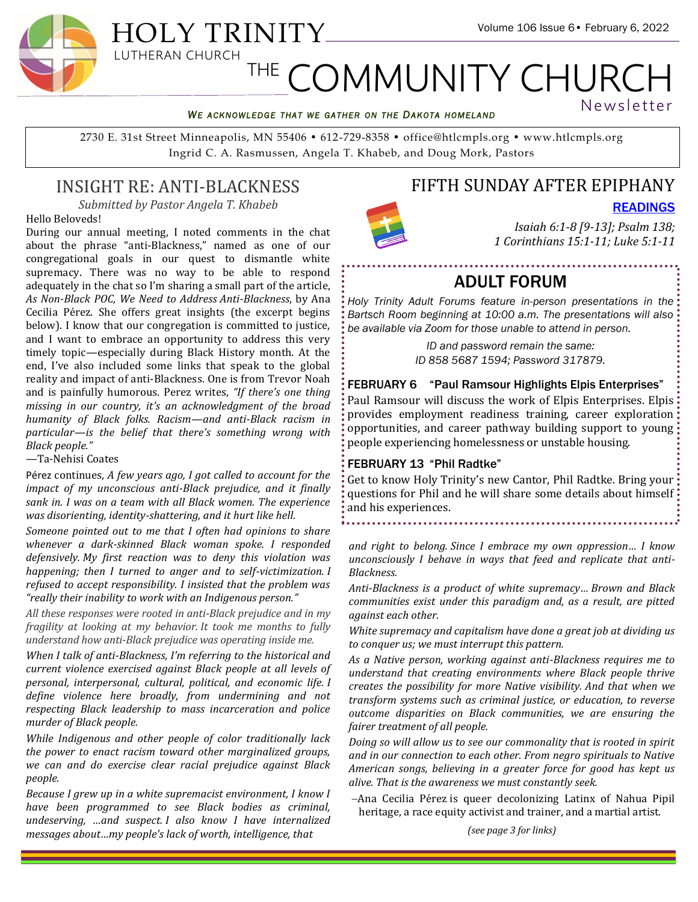# HOLY TRINITY
LUTHERAN CHURCH

# THE COMMUNITY CHURCH
Newsletter

*We acknowledge that we gather on the Dakota homeland*

2730 E. 31st Street Minneapolis, MN 55406 • 612-729-8358 • office@htlcmpls.org • www.htlcmpls.org
Ingrid C. A. Rasmussen, Angela T. Khabeb, and Doug Mork, Pastors

## INSIGHT RE: ANTI-BLACKNESS

*Submitted by Pastor Angela T. Khabeb*

Hello Beloveds!

During our annual meeting, I noted comments in the chat about the phrase "anti-Blackness," named as one of our congregational goals in our quest to dismantle white supremacy. There was no way to be able to respond adequately in the chat so I'm sharing a small part of the article, *As Non-Black POC, We Need to Address Anti-Blackness*, by Ana Cecilia Pérez. She offers great insights (the excerpt begins below). I know that our congregation is committed to justice, and I want to embrace an opportunity to address this very timely topic—especially during Black History month. At the end, I've also included some links that speak to the global reality and impact of anti-Blackness. One is from Trevor Noah and is painfully humorous. Perez writes, *"If there's one thing missing in our country, it's an acknowledgment of the broad humanity of Black folks. Racism—and anti-Black racism in particular—is the belief that there's something wrong with Black people."*

—Ta-Nehisi Coates

Pérez continues, *A few years ago, I got called to account for the impact of my unconscious anti-Black prejudice, and it finally sank in. I was on a team with all Black women. The experience was disorienting, identity-shattering, and it hurt like hell.*

*Someone pointed out to me that I often had opinions to share whenever a dark-skinned Black woman spoke. I responded defensively. My first reaction was to deny this violation was happening; then I turned to anger and to self-victimization. I refused to accept responsibility. I insisted that the problem was "really their inability to work with an Indigenous person."*

*All these responses were rooted in anti-Black prejudice and in my fragility at looking at my behavior. It took me months to fully understand how anti-Black prejudice was operating inside me.*

*When I talk of anti-Blackness, I'm referring to the historical and current violence exercised against Black people at all levels of personal, interpersonal, cultural, political, and economic life. I define violence here broadly, from undermining and not respecting Black leadership to mass incarceration and police murder of Black people.*

*While Indigenous and other people of color traditionally lack the power to enact racism toward other marginalized groups, we can and do exercise clear racial prejudice against Black people.*

*Because I grew up in a white supremacist environment, I know I have been programmed to see Black bodies as criminal, undeserving, …and suspect. I also know I have internalized messages about…my people's lack of worth, intelligence, that and right to belong. Since I embrace my own oppression… I know unconsciously I behave in ways that feed and replicate that anti-Blackness.*

*Anti-Blackness is a product of white supremacy… Brown and Black communities exist under this paradigm and, as a result, are pitted against each other.*

*White supremacy and capitalism have done a great job at dividing us to conquer us; we must interrupt this pattern.*

*As a Native person, working against anti-Blackness requires me to understand that creating environments where Black people thrive creates the possibility for more Native visibility. And that when we transform systems such as criminal justice, or education, to reverse outcome disparities on Black communities, we are ensuring the fairer treatment of all people.*

*Doing so will allow us to see our commonality that is rooted in spirit and in our connection to each other. From negro spirituals to Native American songs, believing in a greater force for good has kept us alive. That is the awareness we must constantly seek.*

–Ana Cecilia Pérez is queer decolonizing Latinx of Nahua Pipil heritage, a race equity activist and trainer, and a martial artist.

*(see page 3 for links)*

## FIFTH SUNDAY AFTER EPIPHANY

**READINGS**

*Isaiah 6:1-8 [9-13]; Psalm 138; 1 Corinthians 15:1-11; Luke 5:1-11*

## ADULT FORUM

*Holy Trinity Adult Forums feature in-person presentations in the Bartsch Room beginning at 10:00 a.m. The presentations will also be available via Zoom for those unable to attend in person.*

*ID and password remain the same: ID 858 5687 1594; Password 317879.*

**FEBRUARY 6 "Paul Ramsour Highlights Elpis Enterprises"**

Paul Ramsour will discuss the work of Elpis Enterprises. Elpis provides employment readiness training, career exploration opportunities, and career pathway building support to young people experiencing homelessness or unstable housing.

**FEBRUARY 13 "Phil Radtke"**

Get to know Holy Trinity's new Cantor, Phil Radtke. Bring your questions for Phil and he will share some details about himself and his experiences.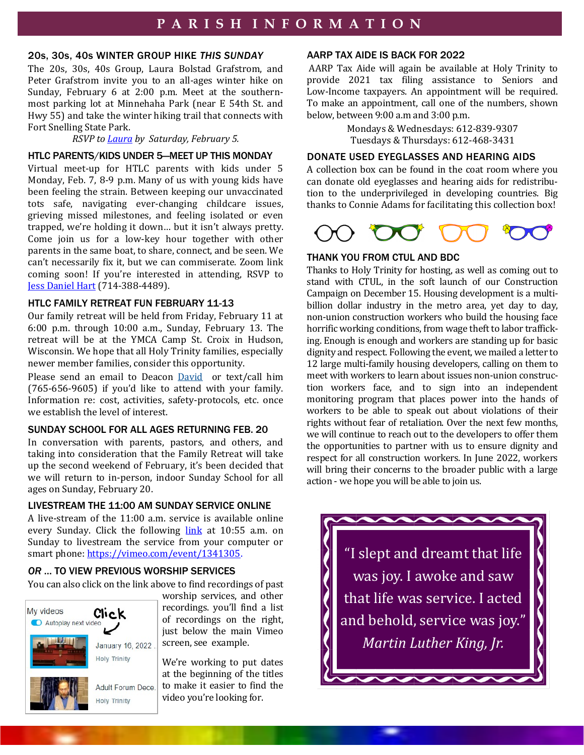# PARISH INFORMATION

## 20s, 30s, 40s WINTER GROUP HIKE *THIS SUNDAY*

The 20s, 30s, 40s Group, Laura Bolstad Grafstrom, and Peter Grafstrom invite you to an all-ages winter hike on Sunday, February 6 at 2:00 p.m. Meet at the southern-most parking lot at Minnehaha Park (near E 54th St. and Hwy 55) and take the winter hiking trail that connects with Fort Snelling State Park.

*RSVP to Laura by Saturday, February 5.*

## HTLC PARENTS/KIDS UNDER 5—MEET UP THIS MONDAY

Virtual meet-up for HTLC parents with kids under 5 Monday, Feb. 7, 8-9 p.m. Many of us with young kids have been feeling the strain. Between keeping our unvaccinated tots safe, navigating ever-changing childcare issues, grieving missed milestones, and feeling isolated or even trapped, we're holding it down… but it isn't always pretty. Come join us for a low-key hour together with other parents in the same boat, to share, connect, and be seen. We can't necessarily fix it, but we can commiserate. Zoom link coming soon! If you're interested in attending, RSVP to Jess Daniel Hart (714-388-4489).

## HTLC FAMILY RETREAT FUN FEBRUARY 11-13

Our family retreat will be held from Friday, February 11 at 6:00 p.m. through 10:00 a.m., Sunday, February 13. The retreat will be at the YMCA Camp St. Croix in Hudson, Wisconsin. We hope that all Holy Trinity families, especially newer member families, consider this opportunity.

Please send an email to Deacon David or text/call him (765-656-9605) if you'd like to attend with your family. Information re: cost, activities, safety-protocols, etc. once we establish the level of interest.

## SUNDAY SCHOOL FOR ALL AGES RETURNING FEB. 20

In conversation with parents, pastors, and others, and taking into consideration that the Family Retreat will take up the second weekend of February, it's been decided that we will return to in-person, indoor Sunday School for all ages on Sunday, February 20.

## LIVESTREAM THE 11:00 AM SUNDAY SERVICE ONLINE

A live-stream of the 11:00 a.m. service is available online every Sunday. Click the following link at 10:55 a.m. on Sunday to livestream the service from your computer or smart phone: https://vimeo.com/event/1341305.

## *OR* … TO VIEW PREVIOUS WORSHIP SERVICES

You can also click on the link above to find recordings of past worship services, and other recordings. you'll find a list of recordings on the right, just below the main Vimeo screen, see example.

We're working to put dates at the beginning of the titles to make it easier to find the video you're looking for.

## AARP TAX AIDE IS BACK FOR 2022

AARP Tax Aide will again be available at Holy Trinity to provide 2021 tax filing assistance to Seniors and Low-Income taxpayers. An appointment will be required. To make an appointment, call one of the numbers, shown below, between 9:00 a.m and 3:00 p.m.

Mondays & Wednesdays: 612-839-9307
Tuesdays & Thursdays: 612-468-3431

## DONATE USED EYEGLASSES AND HEARING AIDS

A collection box can be found in the coat room where you can donate old eyeglasses and hearing aids for redistribution to the underprivileged in developing countries. Big thanks to Connie Adams for facilitating this collection box!

## THANK YOU FROM CTUL AND BDC

Thanks to Holy Trinity for hosting, as well as coming out to stand with CTUL, in the soft launch of our Construction Campaign on December 15. Housing development is a multi-billion dollar industry in the metro area, yet day to day, non-union construction workers who build the housing face horrific working conditions, from wage theft to labor trafficking. Enough is enough and workers are standing up for basic dignity and respect. Following the event, we mailed a letter to 12 large multi-family housing developers, calling on them to meet with workers to learn about issues non-union construction workers face, and to sign into an independent monitoring program that places power into the hands of workers to be able to speak out about violations of their rights without fear of retaliation. Over the next few months, we will continue to reach out to the developers to offer them the opportunities to partner with us to ensure dignity and respect for all construction workers. In June 2022, workers will bring their concerns to the broader public with a large action - we hope you will be able to join us.

> "I slept and dreamt that life was joy. I awoke and saw that life was service. I acted and behold, service was joy."
> *Martin Luther King, Jr.*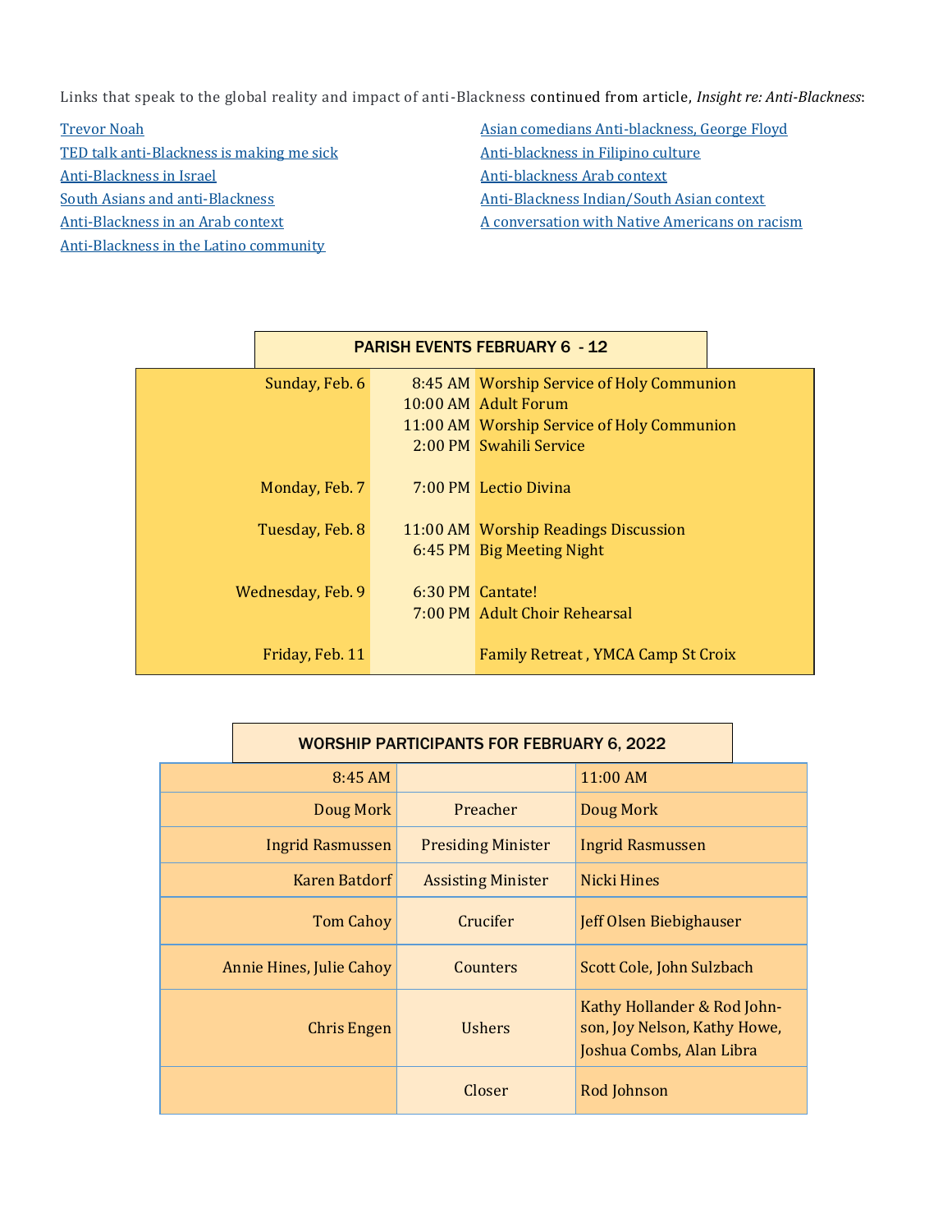Links that speak to the global reality and impact of anti-Blackness continued from article, *Insight re: Anti-Blackness*:

- Trevor Noah
- TED talk anti-Blackness is making me sick
- Anti-Blackness in Israel
- South Asians and anti-Blackness
- Anti-Blackness in an Arab context
- Anti-Blackness in the Latino community
- Asian comedians Anti-blackness, George Floyd
- Anti-blackness in Filipino culture
- Anti-blackness Arab context
- Anti-Blackness Indian/South Asian context
- A conversation with Native Americans on racism

## PARISH EVENTS FEBRUARY 6 - 12

| | | |
|---|---|---|
| Sunday, Feb. 6 | 8:45 AM | Worship Service of Holy Communion |
| | 10:00 AM | Adult Forum |
| | 11:00 AM | Worship Service of Holy Communion |
| | 2:00 PM | Swahili Service |
| Monday, Feb. 7 | 7:00 PM | Lectio Divina |
| Tuesday, Feb. 8 | 11:00 AM | Worship Readings Discussion |
| | 6:45 PM | Big Meeting Night |
| Wednesday, Feb. 9 | 6:30 PM | Cantate! |
| | 7:00 PM | Adult Choir Rehearsal |
| Friday, Feb. 11 | | Family Retreat , YMCA Camp St Croix |

## WORSHIP PARTICIPANTS FOR FEBRUARY 6, 2022

| 8:45 AM | | 11:00 AM |
|---|---|---|
| Doug Mork | Preacher | Doug Mork |
| Ingrid Rasmussen | Presiding Minister | Ingrid Rasmussen |
| Karen Batdorf | Assisting Minister | Nicki Hines |
| Tom Cahoy | Crucifer | Jeff Olsen Biebighauser |
| Annie Hines, Julie Cahoy | Counters | Scott Cole, John Sulzbach |
| Chris Engen | Ushers | Kathy Hollander & Rod Johnson, Joy Nelson, Kathy Howe, Joshua Combs, Alan Libra |
| | Closer | Rod Johnson |